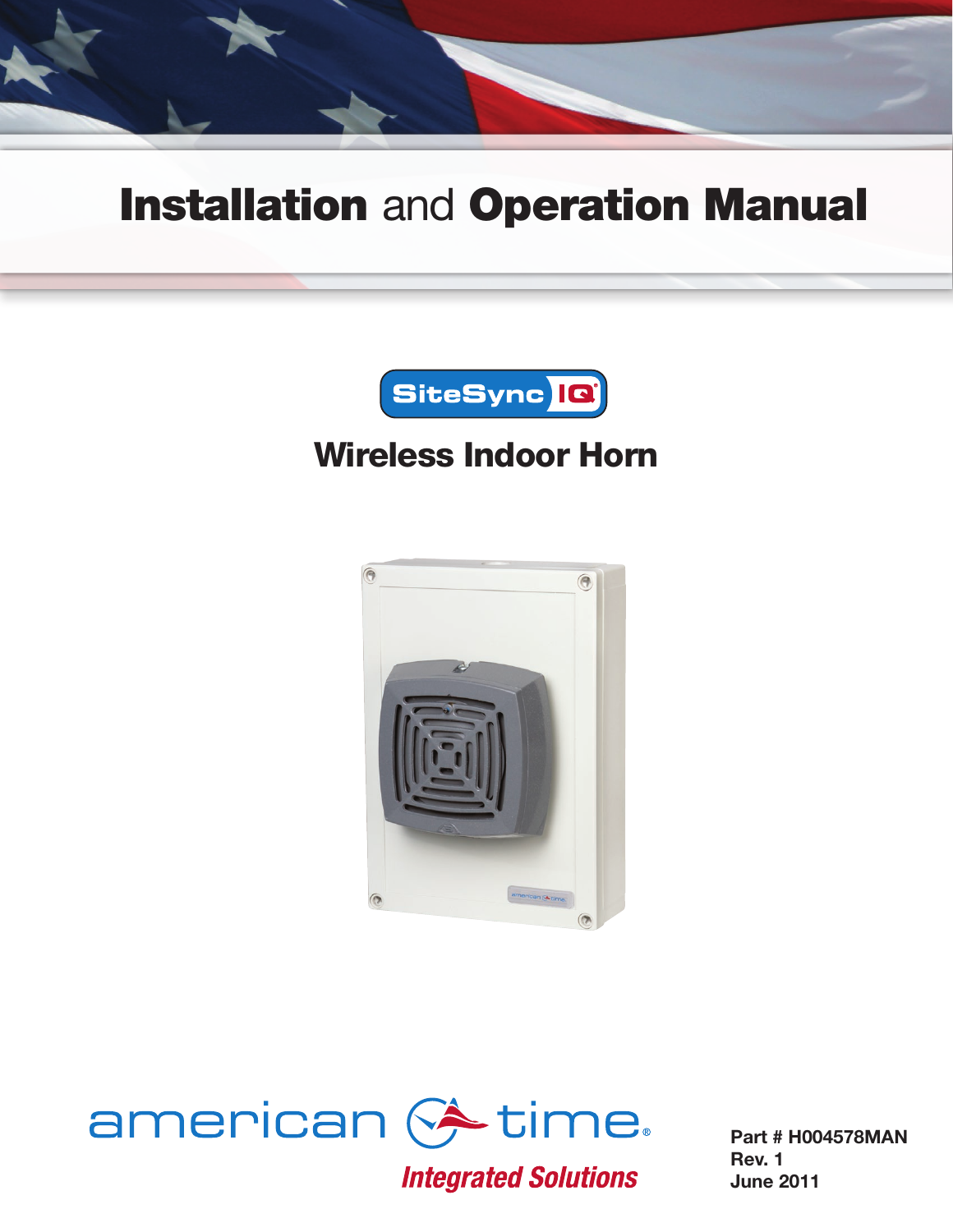# **Installation** and **Operation Manual**

SiteSync IQ®

## Wireless Indoor Horn

american time®

*Integrated Solutions*

**Part # H004578MAN**
**Rev. 1**
**June 2011**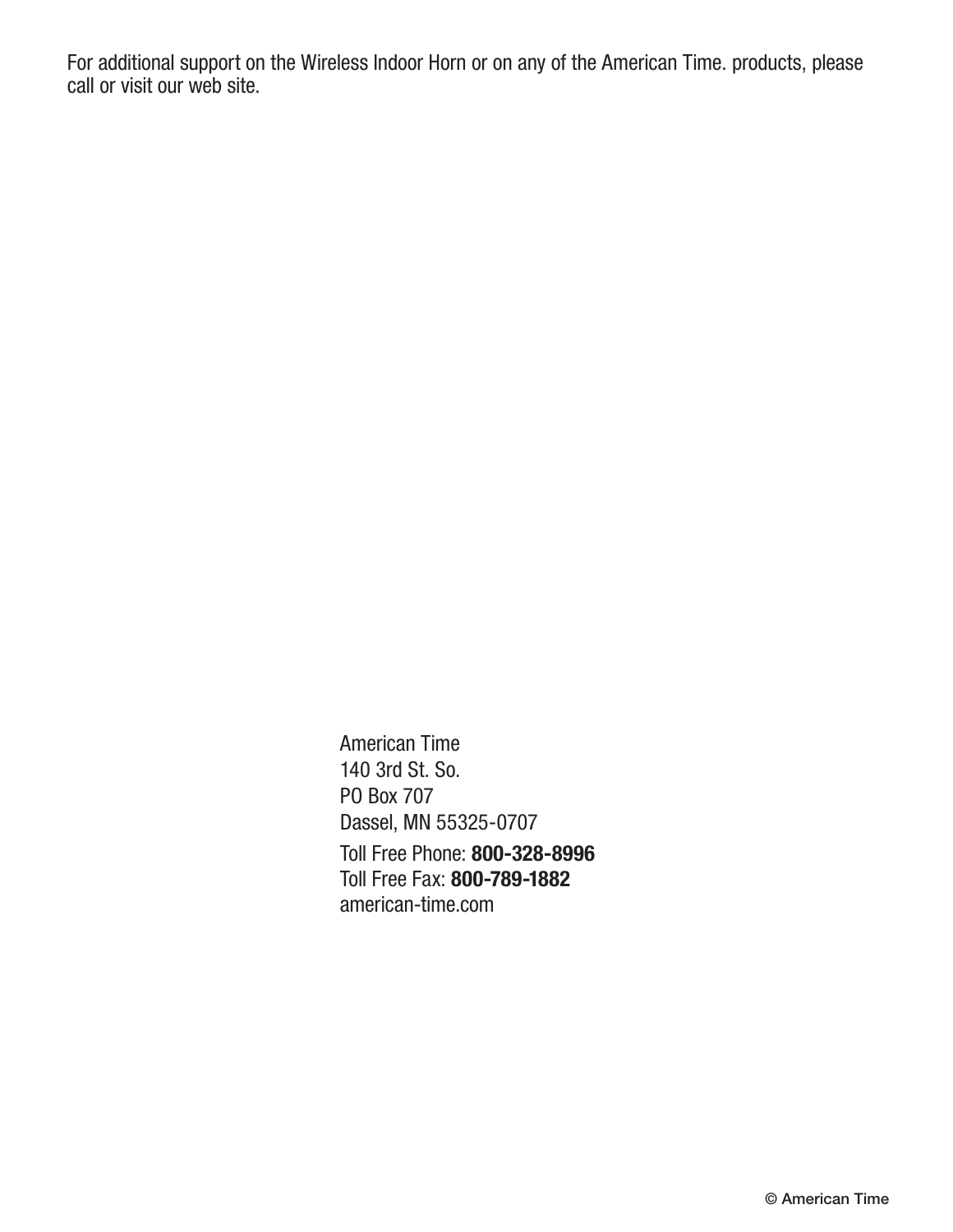For additional support on the Wireless Indoor Horn or on any of the American Time. products, please call or visit our web site.

American Time  
140 3rd St. So.  
PO Box 707  
Dassel, MN 55325-0707

Toll Free Phone: **800-328-8996**  
Toll Free Fax: **800-789-1882**  
american-time.com

© American Time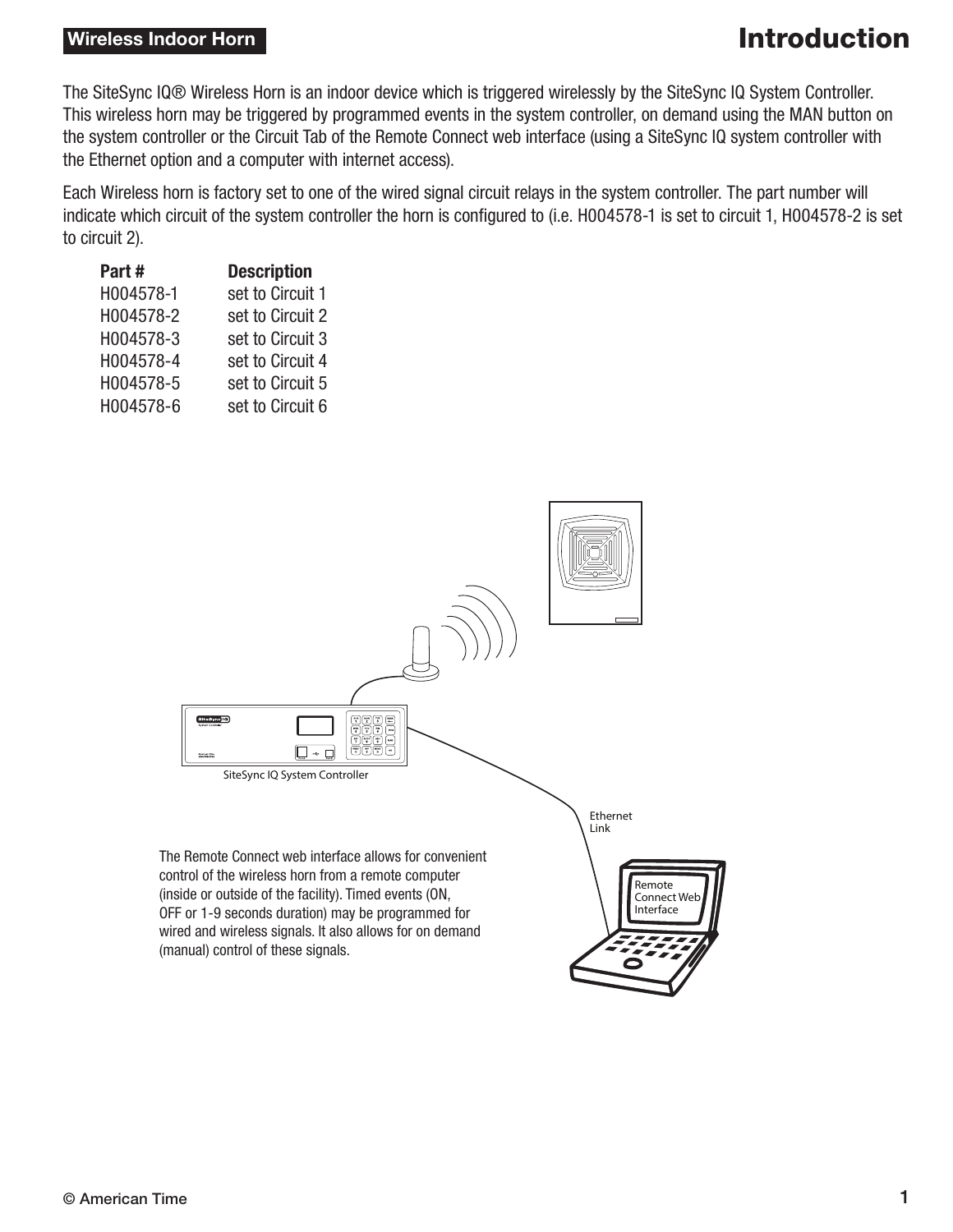# Introduction

The SiteSync IQ® Wireless Horn is an indoor device which is triggered wirelessly by the SiteSync IQ System Controller. This wireless horn may be triggered by programmed events in the system controller, on demand using the MAN button on the system controller or the Circuit Tab of the Remote Connect web interface (using a SiteSync IQ system controller with the Ethernet option and a computer with internet access).

Each Wireless horn is factory set to one of the wired signal circuit relays in the system controller. The part number will indicate which circuit of the system controller the horn is configured to (i.e. H004578-1 is set to circuit 1, H004578-2 is set to circuit 2).

| Part # | Description |
|---|---|
| H004578-1 | set to Circuit 1 |
| H004578-2 | set to Circuit 2 |
| H004578-3 | set to Circuit 3 |
| H004578-4 | set to Circuit 4 |
| H004578-5 | set to Circuit 5 |
| H004578-6 | set to Circuit 6 |

SiteSync IQ System Controller

Ethernet Link

Remote Connect Web Interface

The Remote Connect web interface allows for convenient control of the wireless horn from a remote computer (inside or outside of the facility). Timed events (ON, OFF or 1-9 seconds duration) may be programmed for wired and wireless signals. It also allows for on demand (manual) control of these signals.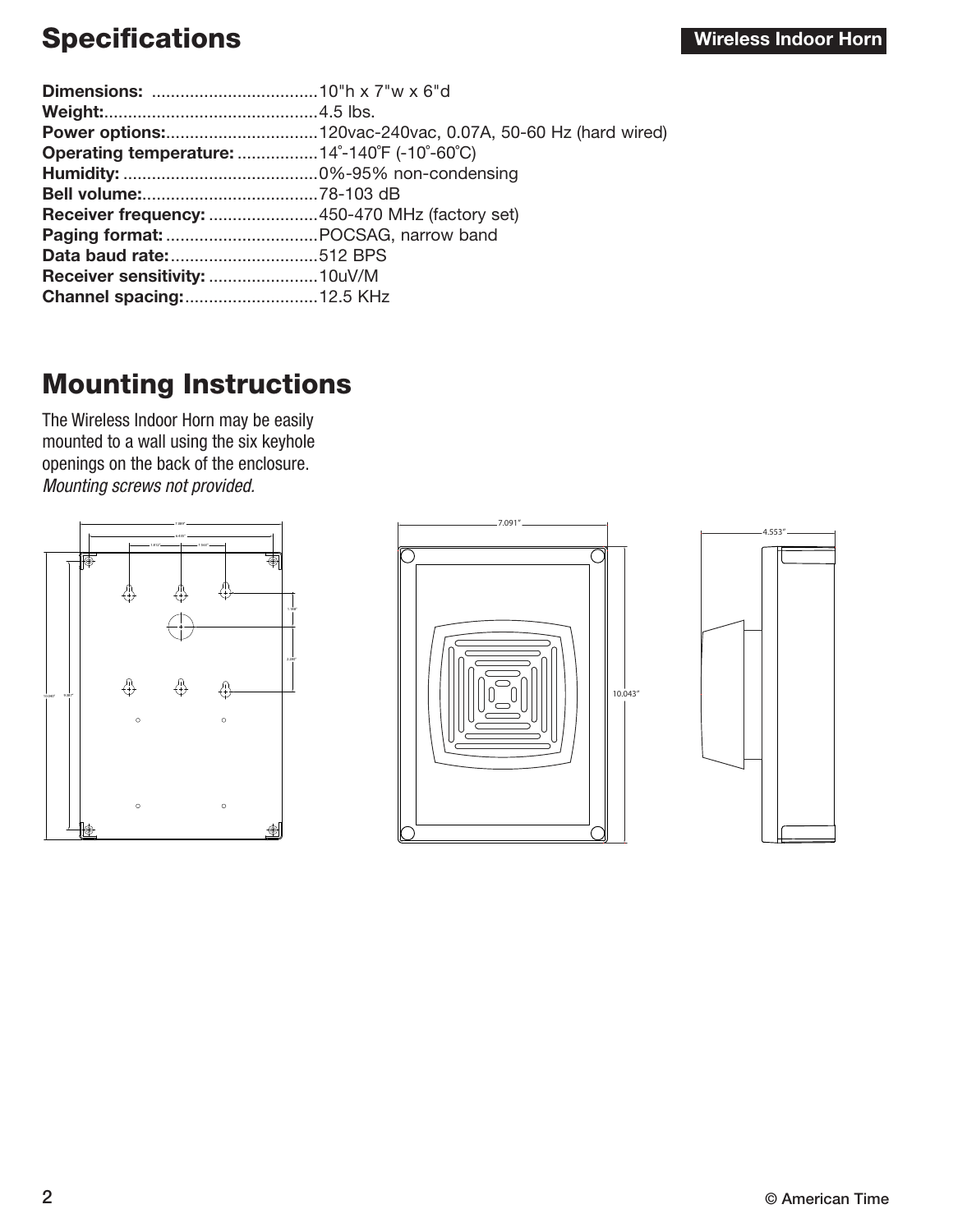## Specifications

**Wireless Indoor Horn**

**Dimensions:** ..................................10"h x 7"w x 6"d
**Weight:**............................................4.5 lbs.
**Power options:**................................120vac-240vac, 0.07A, 50-60 Hz (hard wired)
**Operating temperature:** .................14˚-140˚F (-10˚-60˚C)
**Humidity:** .........................................0%-95% non-condensing
**Bell volume:**.....................................78-103 dB
**Receiver frequency:** .......................450-470 MHz (factory set)
**Paging format:** ................................POCSAG, narrow band
**Data baud rate:**...............................512 BPS
**Receiver sensitivity:** .......................10uV/M
**Channel spacing:**............................12.5 KHz

## Mounting Instructions

The Wireless Indoor Horn may be easily mounted to a wall using the six keyhole openings on the back of the enclosure. *Mounting screws not provided.*

7.091"

10.043"

4.553"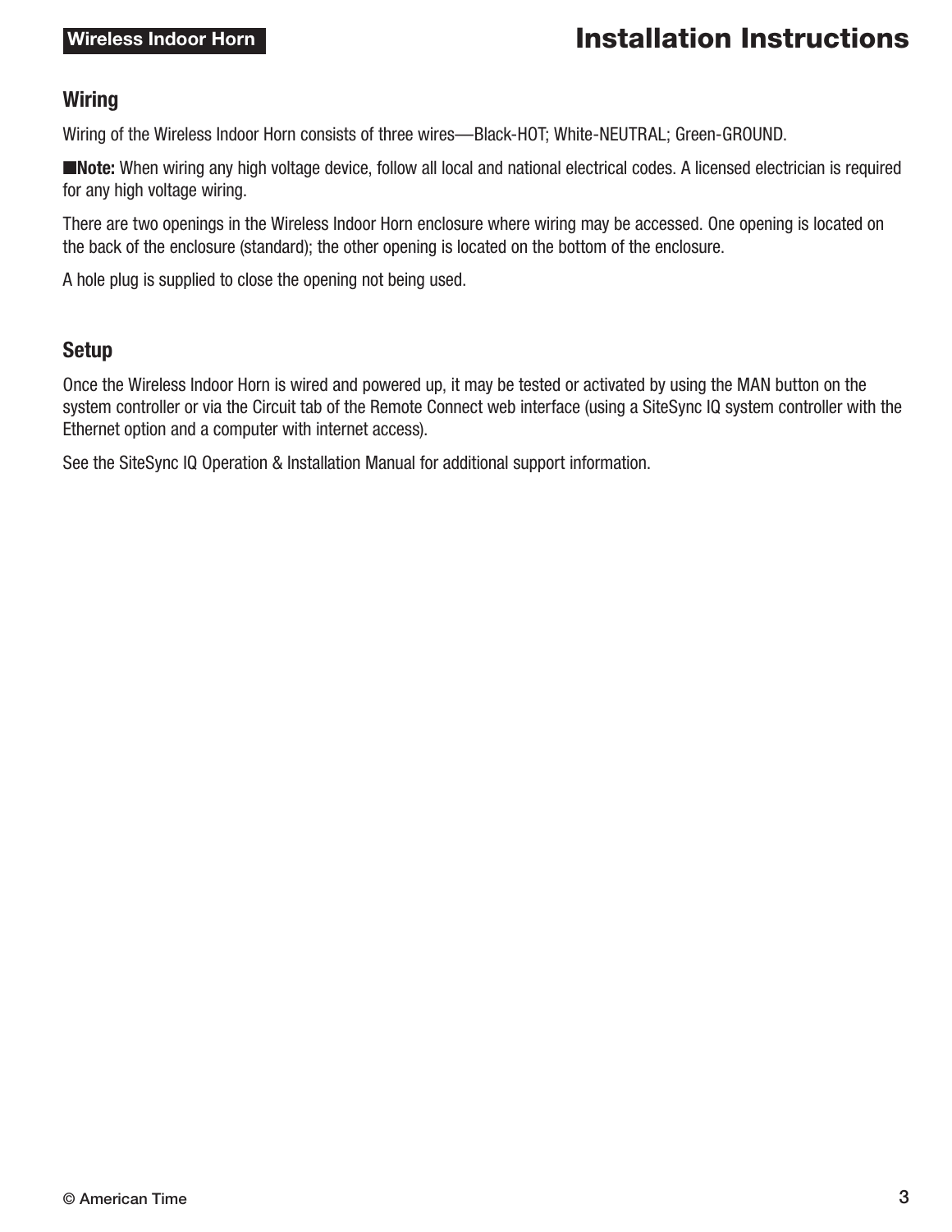## Wiring

Wiring of the Wireless Indoor Horn consists of three wires—Black-HOT; White-NEUTRAL; Green-GROUND.

■ **Note:** When wiring any high voltage device, follow all local and national electrical codes. A licensed electrician is required for any high voltage wiring.

There are two openings in the Wireless Indoor Horn enclosure where wiring may be accessed. One opening is located on the back of the enclosure (standard); the other opening is located on the bottom of the enclosure.

A hole plug is supplied to close the opening not being used.

## Setup

Once the Wireless Indoor Horn is wired and powered up, it may be tested or activated by using the MAN button on the system controller or via the Circuit tab of the Remote Connect web interface (using a SiteSync IQ system controller with the Ethernet option and a computer with internet access).

See the SiteSync IQ Operation & Installation Manual for additional support information.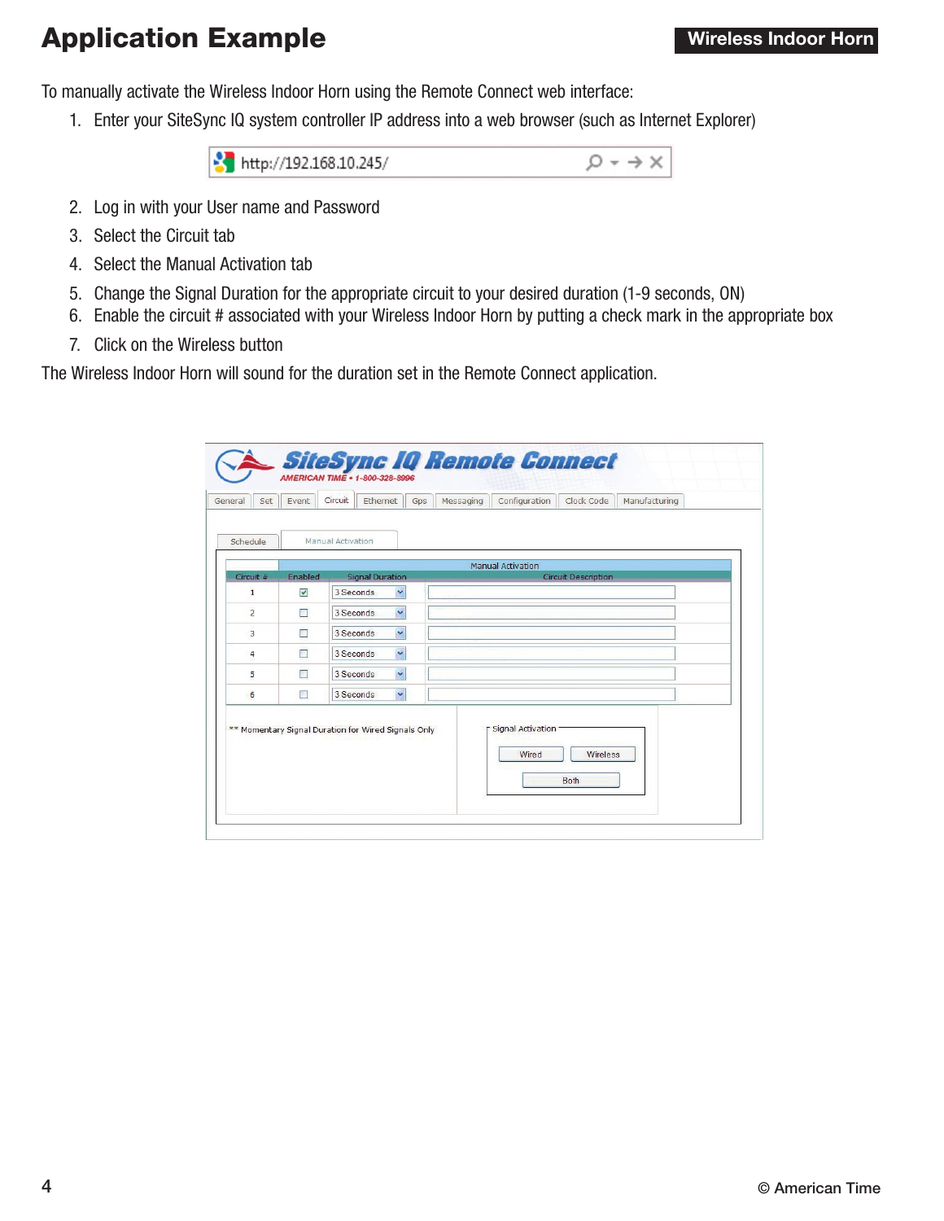# Application Example

**Wireless Indoor Horn**

To manually activate the Wireless Indoor Horn using the Remote Connect web interface:

1. Enter your SiteSync IQ system controller IP address into a web browser (such as Internet Explorer)

   http://192.168.10.245/

2. Log in with your User name and Password
3. Select the Circuit tab
4. Select the Manual Activation tab
5. Change the Signal Duration for the appropriate circuit to your desired duration (1-9 seconds, ON)
6. Enable the circuit # associated with your Wireless Indoor Horn by putting a check mark in the appropriate box
7. Click on the Wireless button

The Wireless Indoor Horn will sound for the duration set in the Remote Connect application.

© American Time